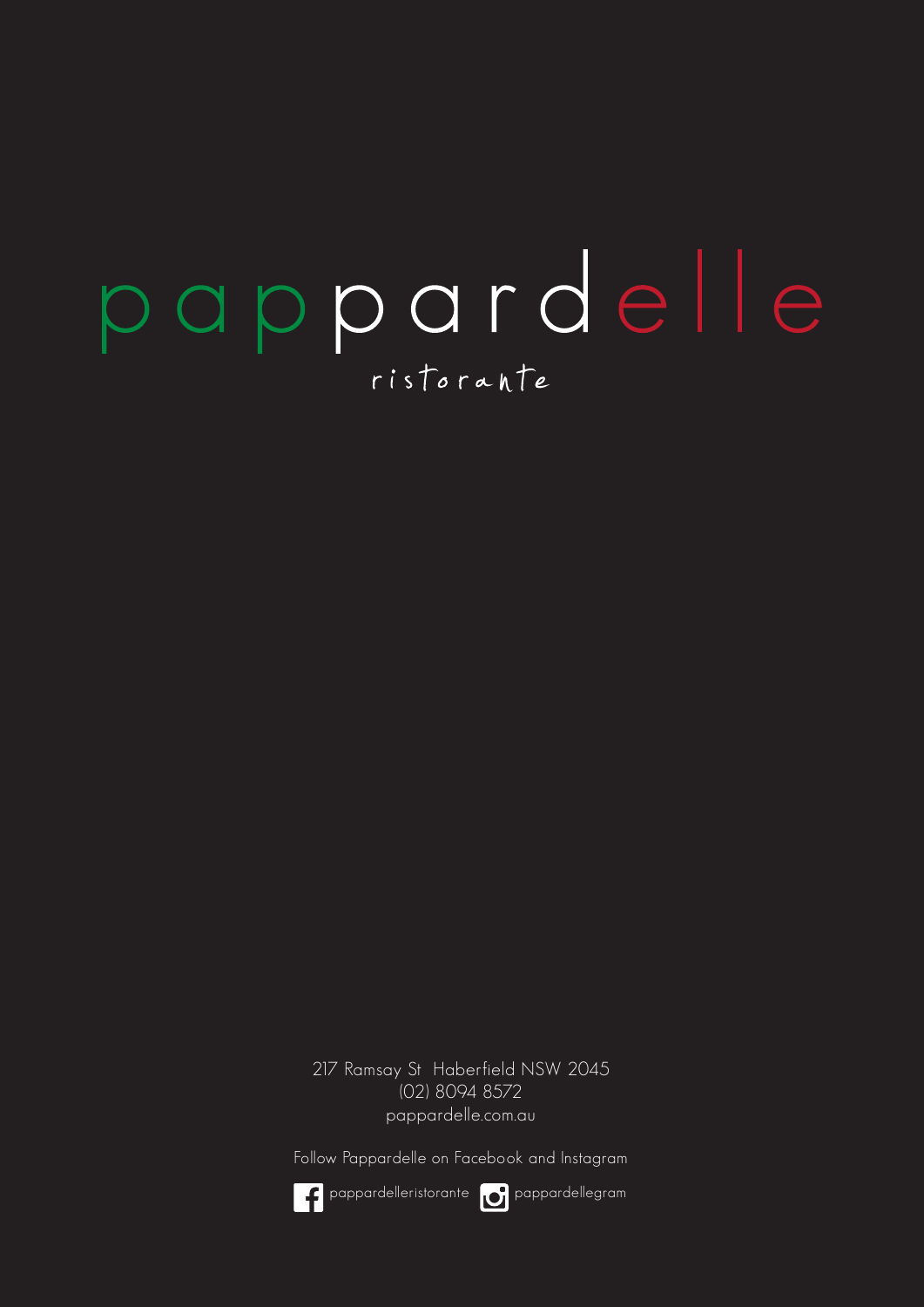# pappardelle

ristorante

217 Ramsay St Haberfield NSW 2045
(02) 8094 8572
pappardelle.com.au

Follow Pappardelle on Facebook and Instagram

pappardelleristorante pappardellegram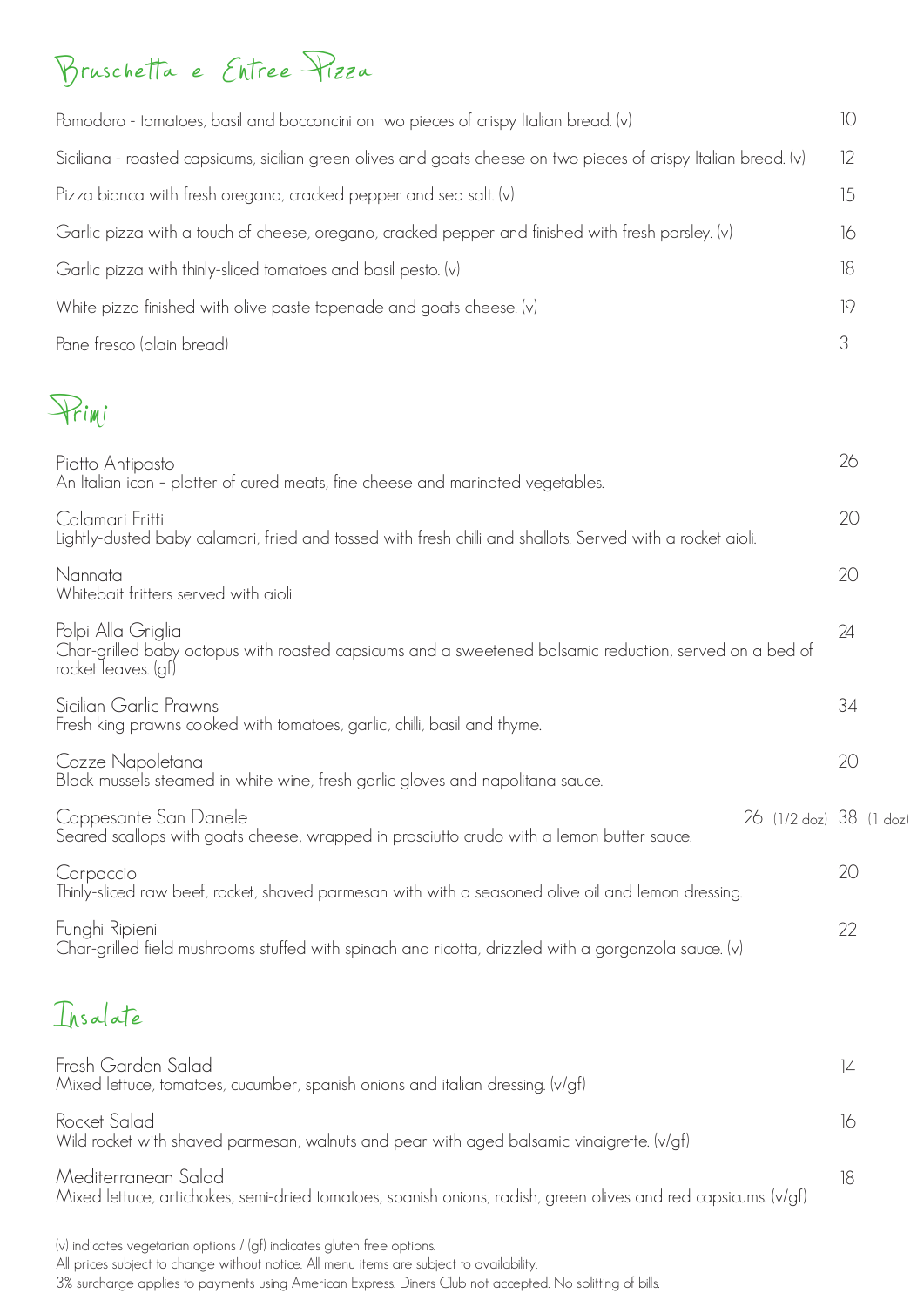## Bruschetta e Entree Pizza

| | |
|---|---|
| Pomodoro - tomatoes, basil and bocconcini on two pieces of crispy Italian bread. (v) | 10 |
| Siciliana - roasted capsicums, sicilian green olives and goats cheese on two pieces of crispy Italian bread. (v) | 12 |
| Pizza bianca with fresh oregano, cracked pepper and sea salt. (v) | 15 |
| Garlic pizza with a touch of cheese, oregano, cracked pepper and finished with fresh parsley. (v) | 16 |
| Garlic pizza with thinly-sliced tomatoes and basil pesto. (v) | 18 |
| White pizza finished with olive paste tapenade and goats cheese. (v) | 19 |
| Pane fresco (plain bread) | 3 |

## Primi

**Piatto Antipasto** — 26
An Italian icon – platter of cured meats, fine cheese and marinated vegetables.

**Calamari Fritti** — 20
Lightly-dusted baby calamari, fried and tossed with fresh chilli and shallots. Served with a rocket aioli.

**Nannata** — 20
Whitebait fritters served with aioli.

**Polpi Alla Griglia** — 24
Char-grilled baby octopus with roasted capsicums and a sweetened balsamic reduction, served on a bed of rocket leaves. (gf)

**Sicilian Garlic Prawns** — 34
Fresh king prawns cooked with tomatoes, garlic, chilli, basil and thyme.

**Cozze Napoletana** — 20
Black mussels steamed in white wine, fresh garlic gloves and napolitana sauce.

**Cappesante San Danele** — 26 (1/2 doz) 38 (1 doz)
Seared scallops with goats cheese, wrapped in prosciutto crudo with a lemon butter sauce.

**Carpaccio** — 20
Thinly-sliced raw beef, rocket, shaved parmesan with with a seasoned olive oil and lemon dressing.

**Funghi Ripieni** — 22
Char-grilled field mushrooms stuffed with spinach and ricotta, drizzled with a gorgonzola sauce. (v)

## Insalate

**Fresh Garden Salad** — 14
Mixed lettuce, tomatoes, cucumber, spanish onions and italian dressing. (v/gf)

**Rocket Salad** — 16
Wild rocket with shaved parmesan, walnuts and pear with aged balsamic vinaigrette. (v/gf)

**Mediterranean Salad** — 18
Mixed lettuce, artichokes, semi-dried tomatoes, spanish onions, radish, green olives and red capsicums. (v/gf)

(v) indicates vegetarian options / (gf) indicates gluten free options.
All prices subject to change without notice. All menu items are subject to availability.
3% surcharge applies to payments using American Express. Diners Club not accepted. No splitting of bills.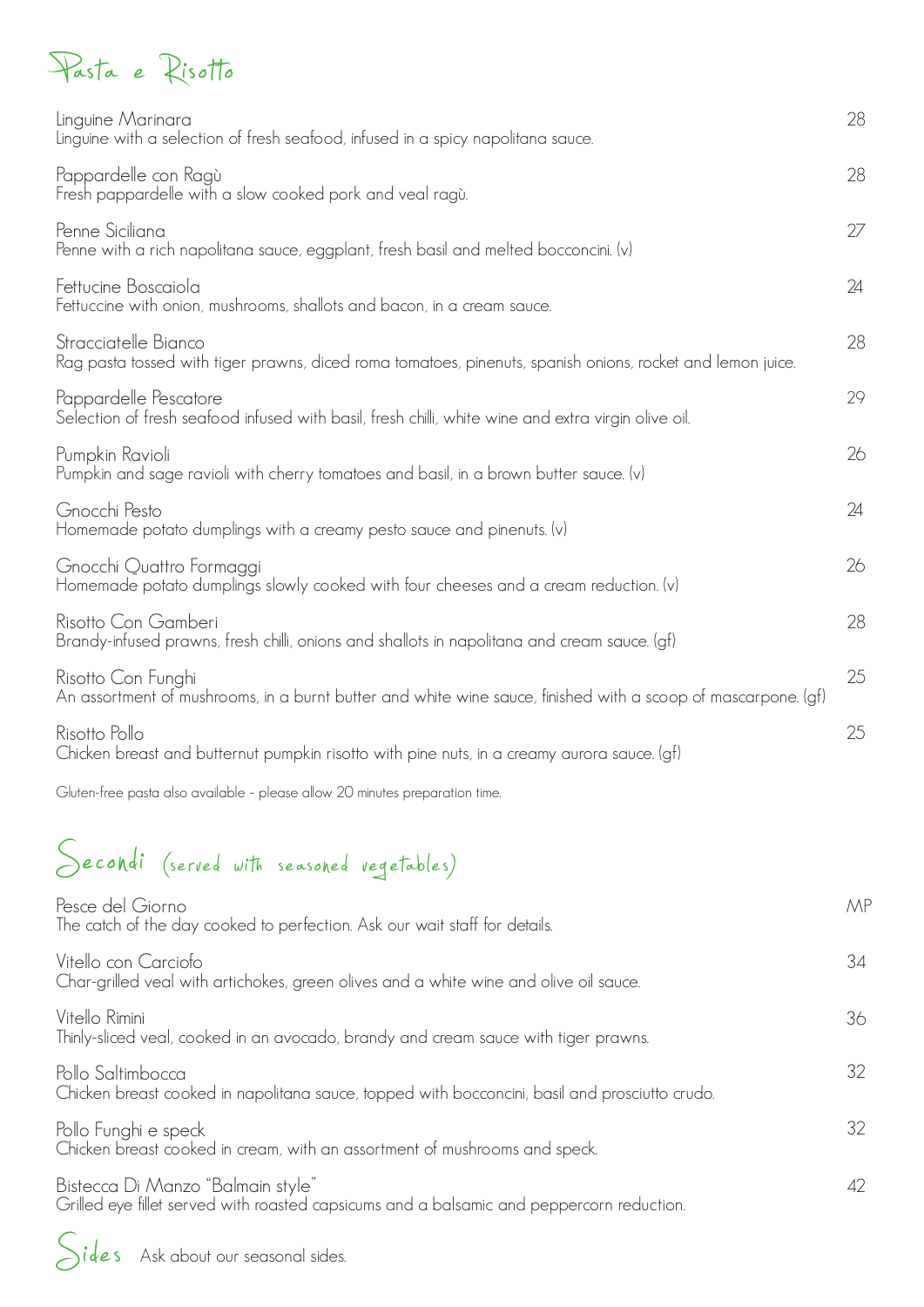## Pasta e Risotto

**Linguine Marinara** — 28
Linguine with a selection of fresh seafood, infused in a spicy napolitana sauce.

**Pappardelle con Ragù** — 28
Fresh pappardelle with a slow cooked pork and veal ragù.

**Penne Siciliana** — 27
Penne with a rich napolitana sauce, eggplant, fresh basil and melted bocconcini. (v)

**Fettucine Boscaiola** — 24
Fettuccine with onion, mushrooms, shallots and bacon, in a cream sauce.

**Stracciatelle Bianco** — 28
Rag pasta tossed with tiger prawns, diced roma tomatoes, pinenuts, spanish onions, rocket and lemon juice.

**Pappardelle Pescatore** — 29
Selection of fresh seafood infused with basil, fresh chilli, white wine and extra virgin olive oil.

**Pumpkin Ravioli** — 26
Pumpkin and sage ravioli with cherry tomatoes and basil, in a brown butter sauce. (v)

**Gnocchi Pesto** — 24
Homemade potato dumplings with a creamy pesto sauce and pinenuts. (v)

**Gnocchi Quattro Formaggi** — 26
Homemade potato dumplings slowly cooked with four cheeses and a cream reduction. (v)

**Risotto Con Gamberi** — 28
Brandy-infused prawns, fresh chilli, onions and shallots in napolitana and cream sauce. (gf)

**Risotto Con Funghi** — 25
An assortment of mushrooms, in a burnt butter and white wine sauce, finished with a scoop of mascarpone. (gf)

**Risotto Pollo** — 25
Chicken breast and butternut pumpkin risotto with pine nuts, in a creamy aurora sauce. (gf)

Gluten-free pasta also available - please allow 20 minutes preparation time.

## Secondi (served with seasoned vegetables)

**Pesce del Giorno** — MP
The catch of the day cooked to perfection. Ask our wait staff for details.

**Vitello con Carciofo** — 34
Char-grilled veal with artichokes, green olives and a white wine and olive oil sauce.

**Vitello Rimini** — 36
Thinly-sliced veal, cooked in an avocado, brandy and cream sauce with tiger prawns.

**Pollo Saltimbocca** — 32
Chicken breast cooked in napolitana sauce, topped with bocconcini, basil and prosciutto crudo.

**Pollo Funghi e speck** — 32
Chicken breast cooked in cream, with an assortment of mushrooms and speck.

**Bistecca Di Manzo "Balmain style"** — 42
Grilled eye fillet served with roasted capsicums and a balsamic and peppercorn reduction.

## Sides

Ask about our seasonal sides.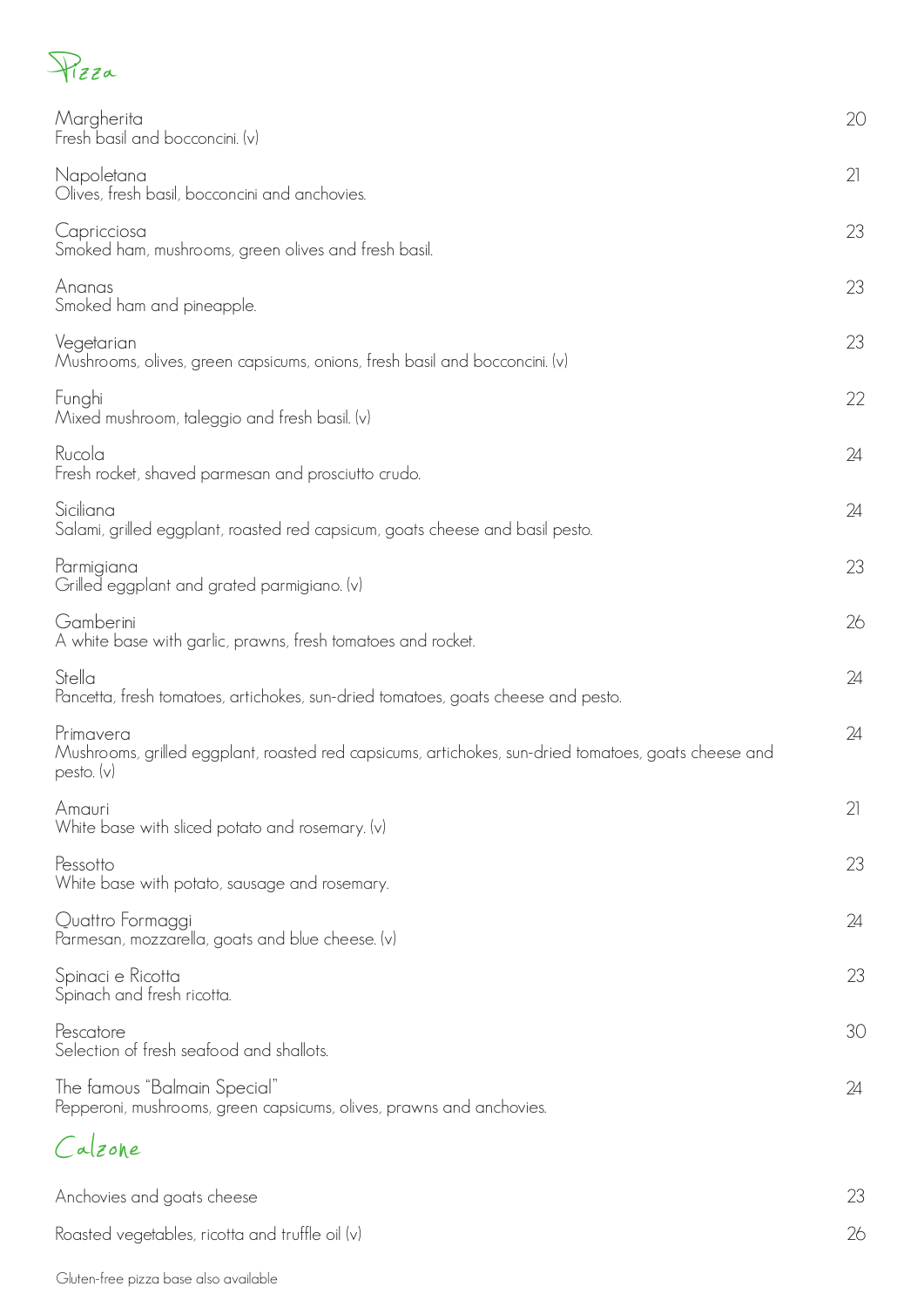# Pizza

**Margherita** — 20
Fresh basil and bocconcini. (v)

**Napoletana** — 21
Olives, fresh basil, bocconcini and anchovies.

**Capricciosa** — 23
Smoked ham, mushrooms, green olives and fresh basil.

**Ananas** — 23
Smoked ham and pineapple.

**Vegetarian** — 23
Mushrooms, olives, green capsicums, onions, fresh basil and bocconcini. (v)

**Funghi** — 22
Mixed mushroom, taleggio and fresh basil. (v)

**Rucola** — 24
Fresh rocket, shaved parmesan and prosciutto crudo.

**Siciliana** — 24
Salami, grilled eggplant, roasted red capsicum, goats cheese and basil pesto.

**Parmigiana** — 23
Grilled eggplant and grated parmigiano. (v)

**Gamberini** — 26
A white base with garlic, prawns, fresh tomatoes and rocket.

**Stella** — 24
Pancetta, fresh tomatoes, artichokes, sun-dried tomatoes, goats cheese and pesto.

**Primavera** — 24
Mushrooms, grilled eggplant, roasted red capsicums, artichokes, sun-dried tomatoes, goats cheese and pesto. (v)

**Amauri** — 21
White base with sliced potato and rosemary. (v)

**Pessotto** — 23
White base with potato, sausage and rosemary.

**Quattro Formaggi** — 24
Parmesan, mozzarella, goats and blue cheese. (v)

**Spinaci e Ricotta** — 23
Spinach and fresh ricotta.

**Pescatore** — 30
Selection of fresh seafood and shallots.

**The famous "Balmain Special"** — 24
Pepperoni, mushrooms, green capsicums, olives, prawns and anchovies.

# Calzone

Anchovies and goats cheese — 23

Roasted vegetables, ricotta and truffle oil (v) — 26

Gluten-free pizza base also available